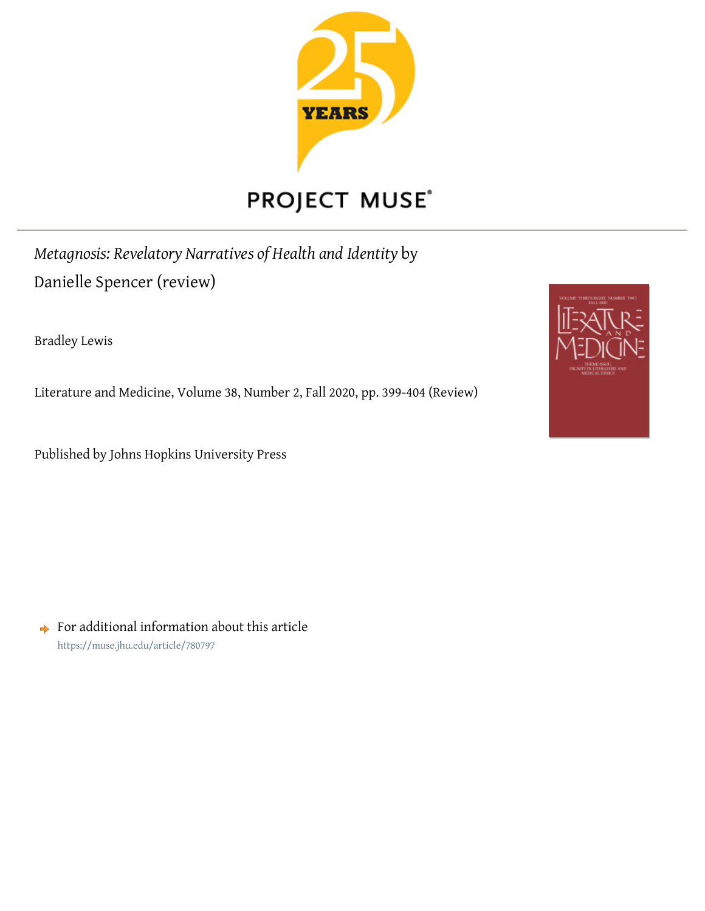# *Metagnosis: Revelatory Narratives of Health and Identity* by Danielle Spencer (review)

Bradley Lewis

Literature and Medicine, Volume 38, Number 2, Fall 2020, pp. 399-404 (Review)

Published by Johns Hopkins University Press

For additional information about this article

https://muse.jhu.edu/article/780797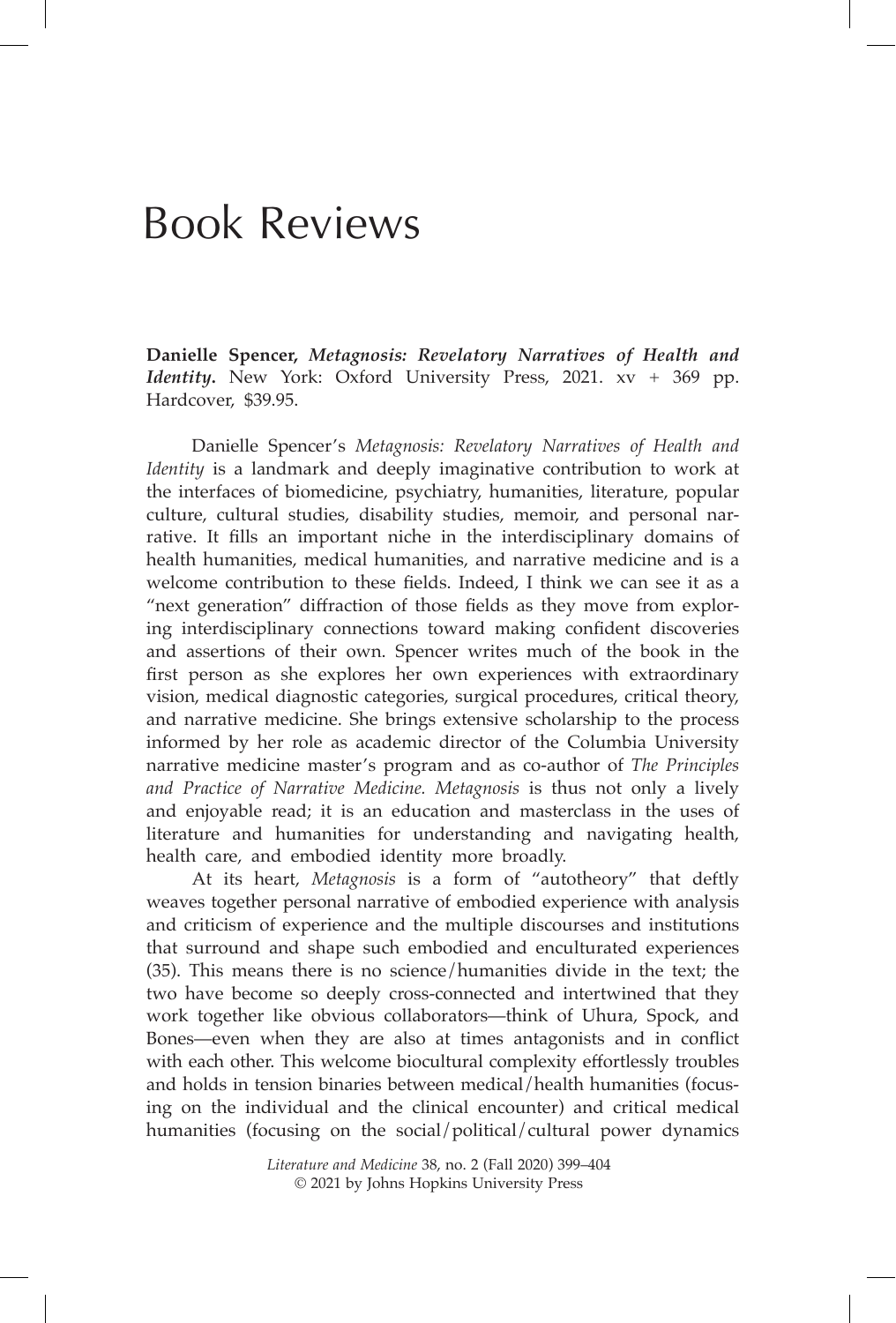# Book Reviews

**Danielle Spencer,** ***Metagnosis: Revelatory Narratives of Health and Identity*****.** New York: Oxford University Press, 2021. xv + 369 pp. Hardcover, $39.95.

Danielle Spencer's *Metagnosis: Revelatory Narratives of Health and Identity* is a landmark and deeply imaginative contribution to work at the interfaces of biomedicine, psychiatry, humanities, literature, popular culture, cultural studies, disability studies, memoir, and personal narrative. It fills an important niche in the interdisciplinary domains of health humanities, medical humanities, and narrative medicine and is a welcome contribution to these fields. Indeed, I think we can see it as a "next generation" diffraction of those fields as they move from exploring interdisciplinary connections toward making confident discoveries and assertions of their own. Spencer writes much of the book in the first person as she explores her own experiences with extraordinary vision, medical diagnostic categories, surgical procedures, critical theory, and narrative medicine. She brings extensive scholarship to the process informed by her role as academic director of the Columbia University narrative medicine master's program and as co-author of *The Principles and Practice of Narrative Medicine. Metagnosis* is thus not only a lively and enjoyable read; it is an education and masterclass in the uses of literature and humanities for understanding and navigating health, health care, and embodied identity more broadly.

At its heart, *Metagnosis* is a form of "autotheory" that deftly weaves together personal narrative of embodied experience with analysis and criticism of experience and the multiple discourses and institutions that surround and shape such embodied and enculturated experiences (35). This means there is no science/humanities divide in the text; the two have become so deeply cross-connected and intertwined that they work together like obvious collaborators—think of Uhura, Spock, and Bones—even when they are also at times antagonists and in conflict with each other. This welcome biocultural complexity effortlessly troubles and holds in tension binaries between medical/health humanities (focusing on the individual and the clinical encounter) and critical medical humanities (focusing on the social/political/cultural power dynamics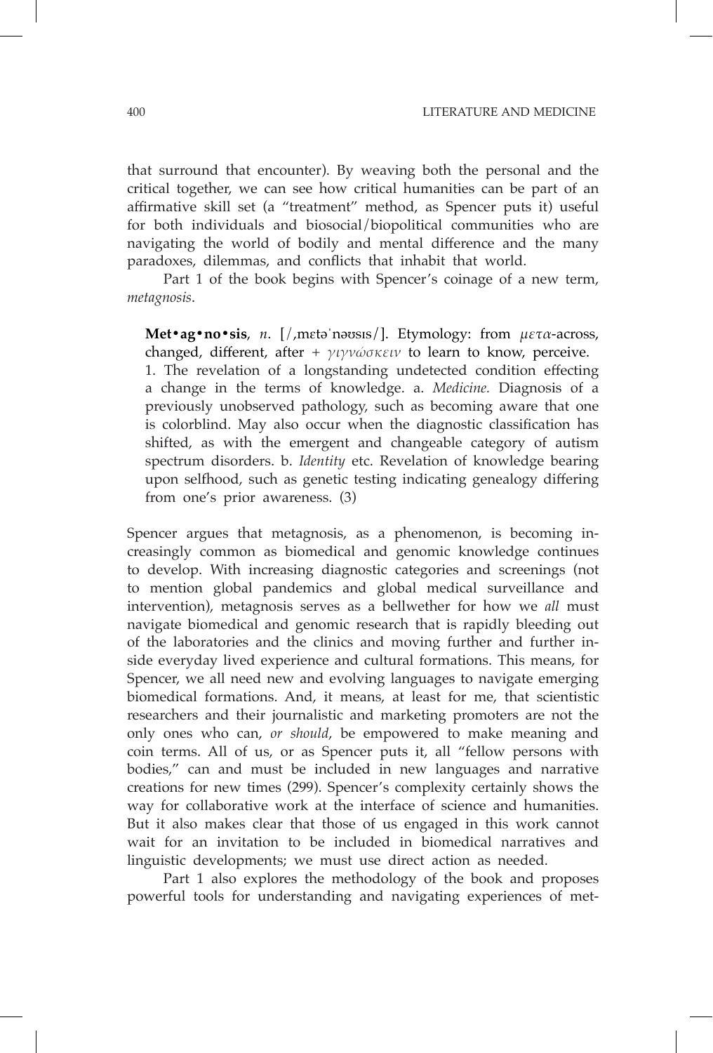that surround that encounter). By weaving both the personal and the critical together, we can see how critical humanities can be part of an affirmative skill set (a "treatment" method, as Spencer puts it) useful for both individuals and biosocial/biopolitical communities who are navigating the world of bodily and mental difference and the many paradoxes, dilemmas, and conflicts that inhabit that world.

Part 1 of the book begins with Spencer's coinage of a new term, *metagnosis*.

> **Met•ag•no•sis**, *n*. [/ˌmɛtəˈnəʊsɪs/]. Etymology: from *μετα*-across, changed, different, after + *γιγνώσκειν* to learn to know, perceive. 1. The revelation of a longstanding undetected condition effecting a change in the terms of knowledge. a. *Medicine.* Diagnosis of a previously unobserved pathology, such as becoming aware that one is colorblind. May also occur when the diagnostic classification has shifted, as with the emergent and changeable category of autism spectrum disorders. b. *Identity* etc. Revelation of knowledge bearing upon selfhood, such as genetic testing indicating genealogy differing from one's prior awareness. (3)

Spencer argues that metagnosis, as a phenomenon, is becoming increasingly common as biomedical and genomic knowledge continues to develop. With increasing diagnostic categories and screenings (not to mention global pandemics and global medical surveillance and intervention), metagnosis serves as a bellwether for how we *all* must navigate biomedical and genomic research that is rapidly bleeding out of the laboratories and the clinics and moving further and further inside everyday lived experience and cultural formations. This means, for Spencer, we all need new and evolving languages to navigate emerging biomedical formations. And, it means, at least for me, that scientistic researchers and their journalistic and marketing promoters are not the only ones who can, *or should*, be empowered to make meaning and coin terms. All of us, or as Spencer puts it, all "fellow persons with bodies," can and must be included in new languages and narrative creations for new times (299). Spencer's complexity certainly shows the way for collaborative work at the interface of science and humanities. But it also makes clear that those of us engaged in this work cannot wait for an invitation to be included in biomedical narratives and linguistic developments; we must use direct action as needed.

Part 1 also explores the methodology of the book and proposes powerful tools for understanding and navigating experiences of met-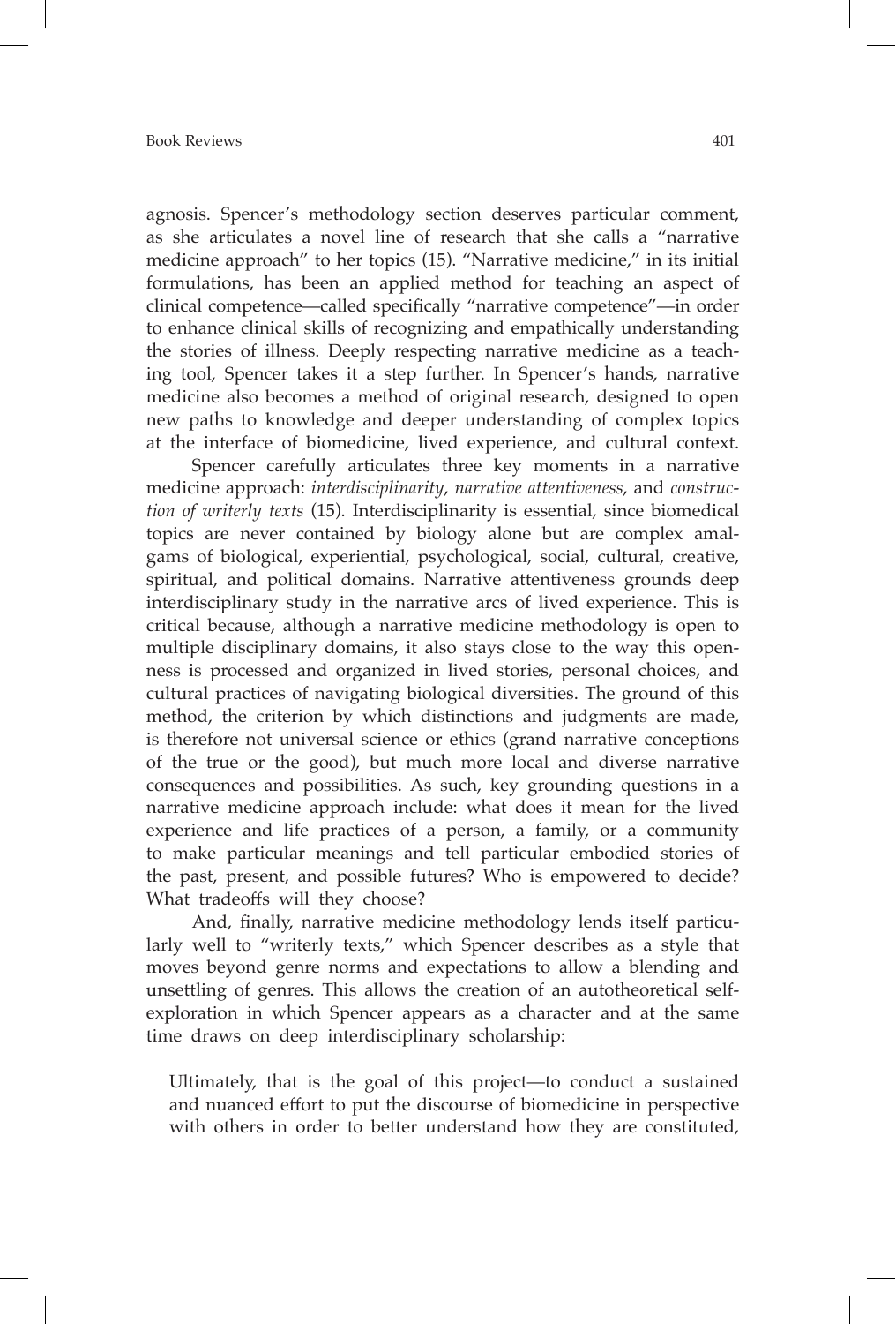agnosis. Spencer's methodology section deserves particular comment, as she articulates a novel line of research that she calls a "narrative medicine approach" to her topics (15). "Narrative medicine," in its initial formulations, has been an applied method for teaching an aspect of clinical competence—called specifically "narrative competence"—in order to enhance clinical skills of recognizing and empathically understanding the stories of illness. Deeply respecting narrative medicine as a teaching tool, Spencer takes it a step further. In Spencer's hands, narrative medicine also becomes a method of original research, designed to open new paths to knowledge and deeper understanding of complex topics at the interface of biomedicine, lived experience, and cultural context.

Spencer carefully articulates three key moments in a narrative medicine approach: *interdisciplinarity*, *narrative attentiveness*, and *construction of writerly texts* (15). Interdisciplinarity is essential, since biomedical topics are never contained by biology alone but are complex amalgams of biological, experiential, psychological, social, cultural, creative, spiritual, and political domains. Narrative attentiveness grounds deep interdisciplinary study in the narrative arcs of lived experience. This is critical because, although a narrative medicine methodology is open to multiple disciplinary domains, it also stays close to the way this openness is processed and organized in lived stories, personal choices, and cultural practices of navigating biological diversities. The ground of this method, the criterion by which distinctions and judgments are made, is therefore not universal science or ethics (grand narrative conceptions of the true or the good), but much more local and diverse narrative consequences and possibilities. As such, key grounding questions in a narrative medicine approach include: what does it mean for the lived experience and life practices of a person, a family, or a community to make particular meanings and tell particular embodied stories of the past, present, and possible futures? Who is empowered to decide? What tradeoffs will they choose?

And, finally, narrative medicine methodology lends itself particularly well to "writerly texts," which Spencer describes as a style that moves beyond genre norms and expectations to allow a blending and unsettling of genres. This allows the creation of an autotheoretical self-exploration in which Spencer appears as a character and at the same time draws on deep interdisciplinary scholarship:

> Ultimately, that is the goal of this project—to conduct a sustained and nuanced effort to put the discourse of biomedicine in perspective with others in order to better understand how they are constituted,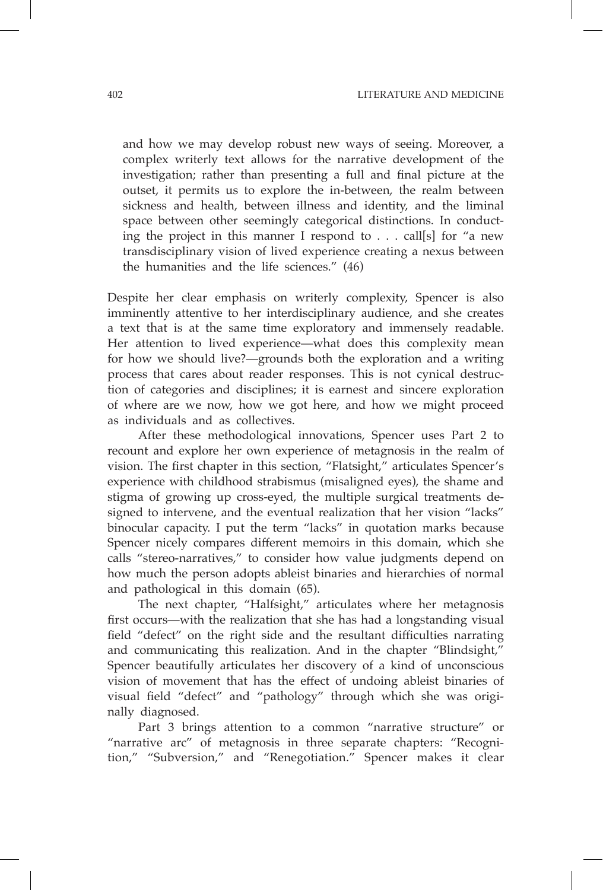and how we may develop robust new ways of seeing. Moreover, a complex writerly text allows for the narrative development of the investigation; rather than presenting a full and final picture at the outset, it permits us to explore the in-between, the realm between sickness and health, between illness and identity, and the liminal space between other seemingly categorical distinctions. In conducting the project in this manner I respond to . . . call[s] for "a new transdisciplinary vision of lived experience creating a nexus between the humanities and the life sciences." (46)

Despite her clear emphasis on writerly complexity, Spencer is also imminently attentive to her interdisciplinary audience, and she creates a text that is at the same time exploratory and immensely readable. Her attention to lived experience—what does this complexity mean for how we should live?—grounds both the exploration and a writing process that cares about reader responses. This is not cynical destruction of categories and disciplines; it is earnest and sincere exploration of where are we now, how we got here, and how we might proceed as individuals and as collectives.

After these methodological innovations, Spencer uses Part 2 to recount and explore her own experience of metagnosis in the realm of vision. The first chapter in this section, "Flatsight," articulates Spencer's experience with childhood strabismus (misaligned eyes), the shame and stigma of growing up cross-eyed, the multiple surgical treatments designed to intervene, and the eventual realization that her vision "lacks" binocular capacity. I put the term "lacks" in quotation marks because Spencer nicely compares different memoirs in this domain, which she calls "stereo-narratives," to consider how value judgments depend on how much the person adopts ableist binaries and hierarchies of normal and pathological in this domain (65).

The next chapter, "Halfsight," articulates where her metagnosis first occurs—with the realization that she has had a longstanding visual field "defect" on the right side and the resultant difficulties narrating and communicating this realization. And in the chapter "Blindsight," Spencer beautifully articulates her discovery of a kind of unconscious vision of movement that has the effect of undoing ableist binaries of visual field "defect" and "pathology" through which she was originally diagnosed.

Part 3 brings attention to a common "narrative structure" or "narrative arc" of metagnosis in three separate chapters: "Recognition," "Subversion," and "Renegotiation." Spencer makes it clear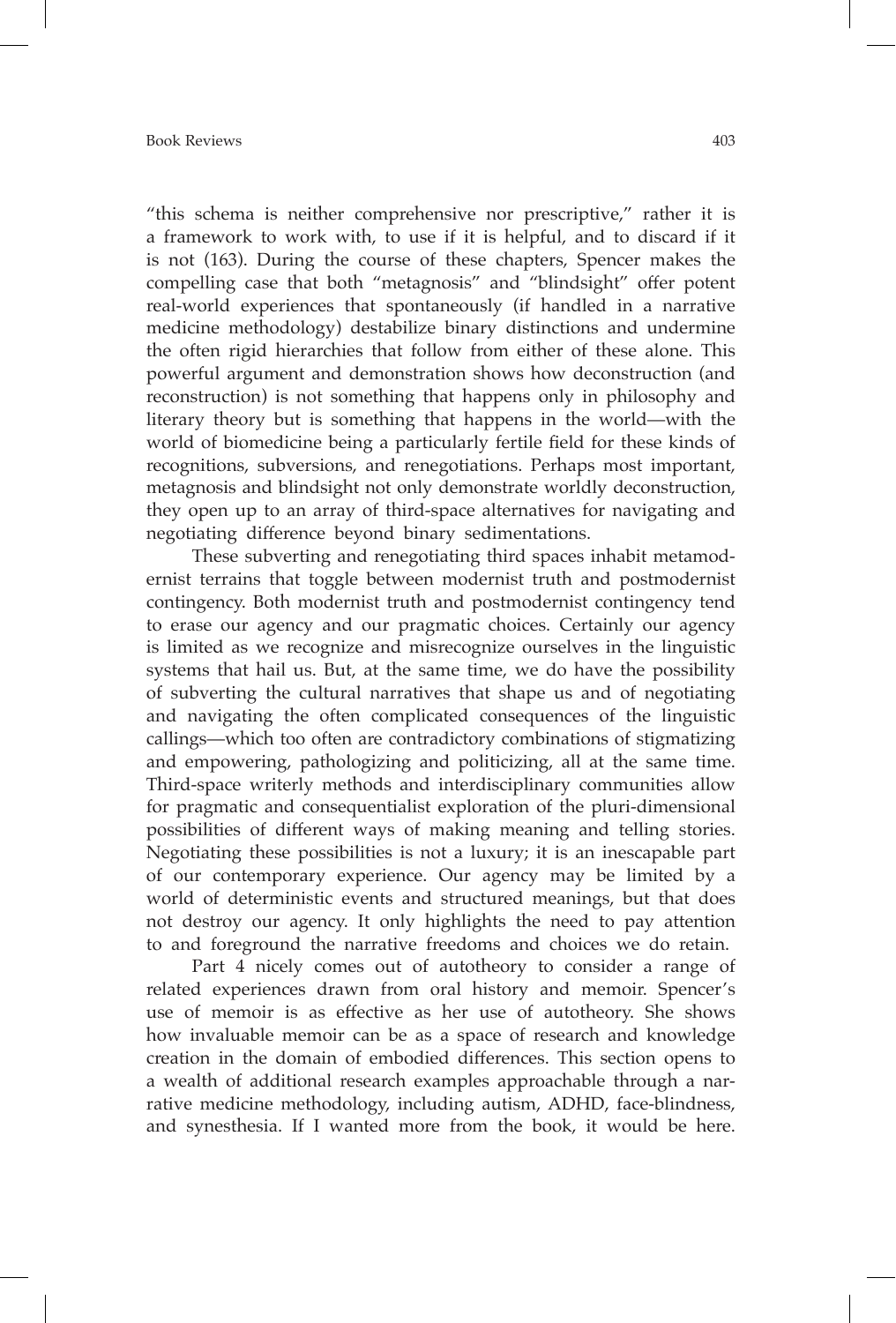"this schema is neither comprehensive nor prescriptive," rather it is a framework to work with, to use if it is helpful, and to discard if it is not (163). During the course of these chapters, Spencer makes the compelling case that both "metagnosis" and "blindsight" offer potent real-world experiences that spontaneously (if handled in a narrative medicine methodology) destabilize binary distinctions and undermine the often rigid hierarchies that follow from either of these alone. This powerful argument and demonstration shows how deconstruction (and reconstruction) is not something that happens only in philosophy and literary theory but is something that happens in the world—with the world of biomedicine being a particularly fertile field for these kinds of recognitions, subversions, and renegotiations. Perhaps most important, metagnosis and blindsight not only demonstrate worldly deconstruction, they open up to an array of third-space alternatives for navigating and negotiating difference beyond binary sedimentations.

These subverting and renegotiating third spaces inhabit metamodernist terrains that toggle between modernist truth and postmodernist contingency. Both modernist truth and postmodernist contingency tend to erase our agency and our pragmatic choices. Certainly our agency is limited as we recognize and misrecognize ourselves in the linguistic systems that hail us. But, at the same time, we do have the possibility of subverting the cultural narratives that shape us and of negotiating and navigating the often complicated consequences of the linguistic callings—which too often are contradictory combinations of stigmatizing and empowering, pathologizing and politicizing, all at the same time. Third-space writerly methods and interdisciplinary communities allow for pragmatic and consequentialist exploration of the pluri-dimensional possibilities of different ways of making meaning and telling stories. Negotiating these possibilities is not a luxury; it is an inescapable part of our contemporary experience. Our agency may be limited by a world of deterministic events and structured meanings, but that does not destroy our agency. It only highlights the need to pay attention to and foreground the narrative freedoms and choices we do retain.

Part 4 nicely comes out of autotheory to consider a range of related experiences drawn from oral history and memoir. Spencer's use of memoir is as effective as her use of autotheory. She shows how invaluable memoir can be as a space of research and knowledge creation in the domain of embodied differences. This section opens to a wealth of additional research examples approachable through a narrative medicine methodology, including autism, ADHD, face-blindness, and synesthesia. If I wanted more from the book, it would be here.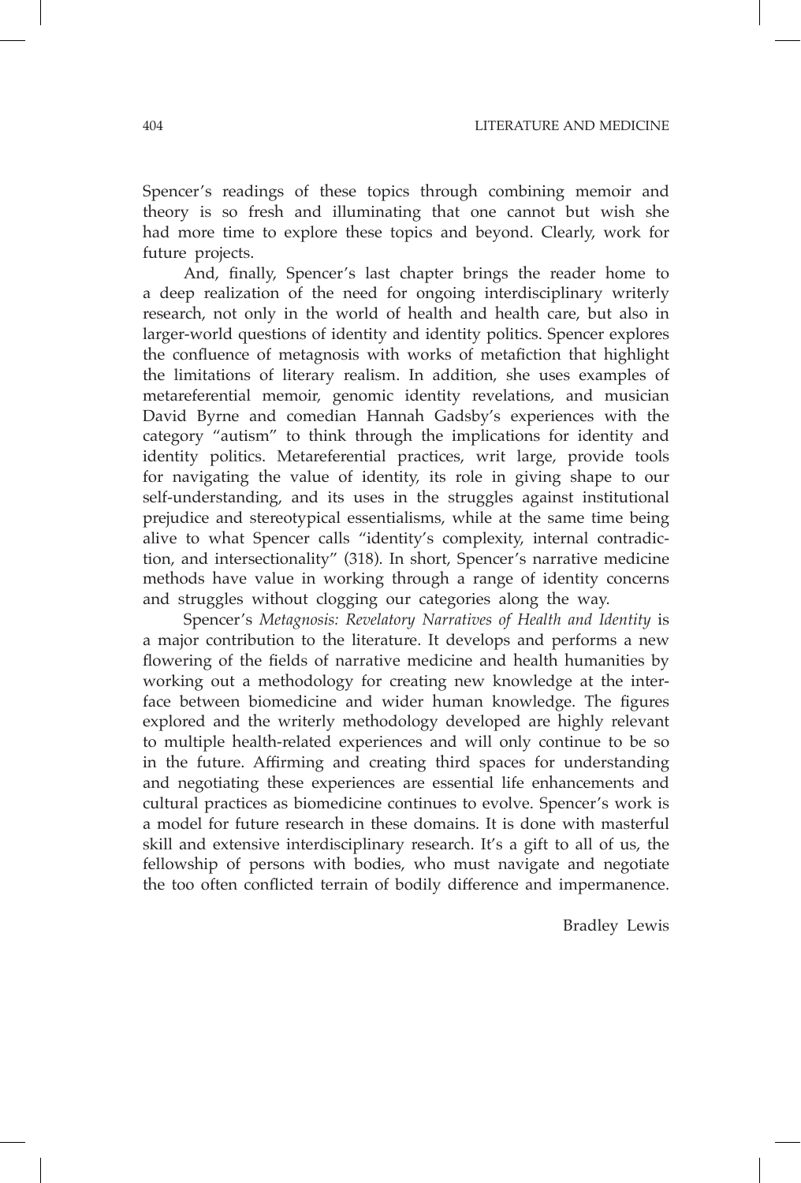Spencer's readings of these topics through combining memoir and theory is so fresh and illuminating that one cannot but wish she had more time to explore these topics and beyond. Clearly, work for future projects.

And, finally, Spencer's last chapter brings the reader home to a deep realization of the need for ongoing interdisciplinary writerly research, not only in the world of health and health care, but also in larger-world questions of identity and identity politics. Spencer explores the confluence of metagnosis with works of metafiction that highlight the limitations of literary realism. In addition, she uses examples of metareferential memoir, genomic identity revelations, and musician David Byrne and comedian Hannah Gadsby's experiences with the category "autism" to think through the implications for identity and identity politics. Metareferential practices, writ large, provide tools for navigating the value of identity, its role in giving shape to our self-understanding, and its uses in the struggles against institutional prejudice and stereotypical essentialisms, while at the same time being alive to what Spencer calls "identity's complexity, internal contradiction, and intersectionality" (318). In short, Spencer's narrative medicine methods have value in working through a range of identity concerns and struggles without clogging our categories along the way.

Spencer's *Metagnosis: Revelatory Narratives of Health and Identity* is a major contribution to the literature. It develops and performs a new flowering of the fields of narrative medicine and health humanities by working out a methodology for creating new knowledge at the interface between biomedicine and wider human knowledge. The figures explored and the writerly methodology developed are highly relevant to multiple health-related experiences and will only continue to be so in the future. Affirming and creating third spaces for understanding and negotiating these experiences are essential life enhancements and cultural practices as biomedicine continues to evolve. Spencer's work is a model for future research in these domains. It is done with masterful skill and extensive interdisciplinary research. It's a gift to all of us, the fellowship of persons with bodies, who must navigate and negotiate the too often conflicted terrain of bodily difference and impermanence.

Bradley Lewis